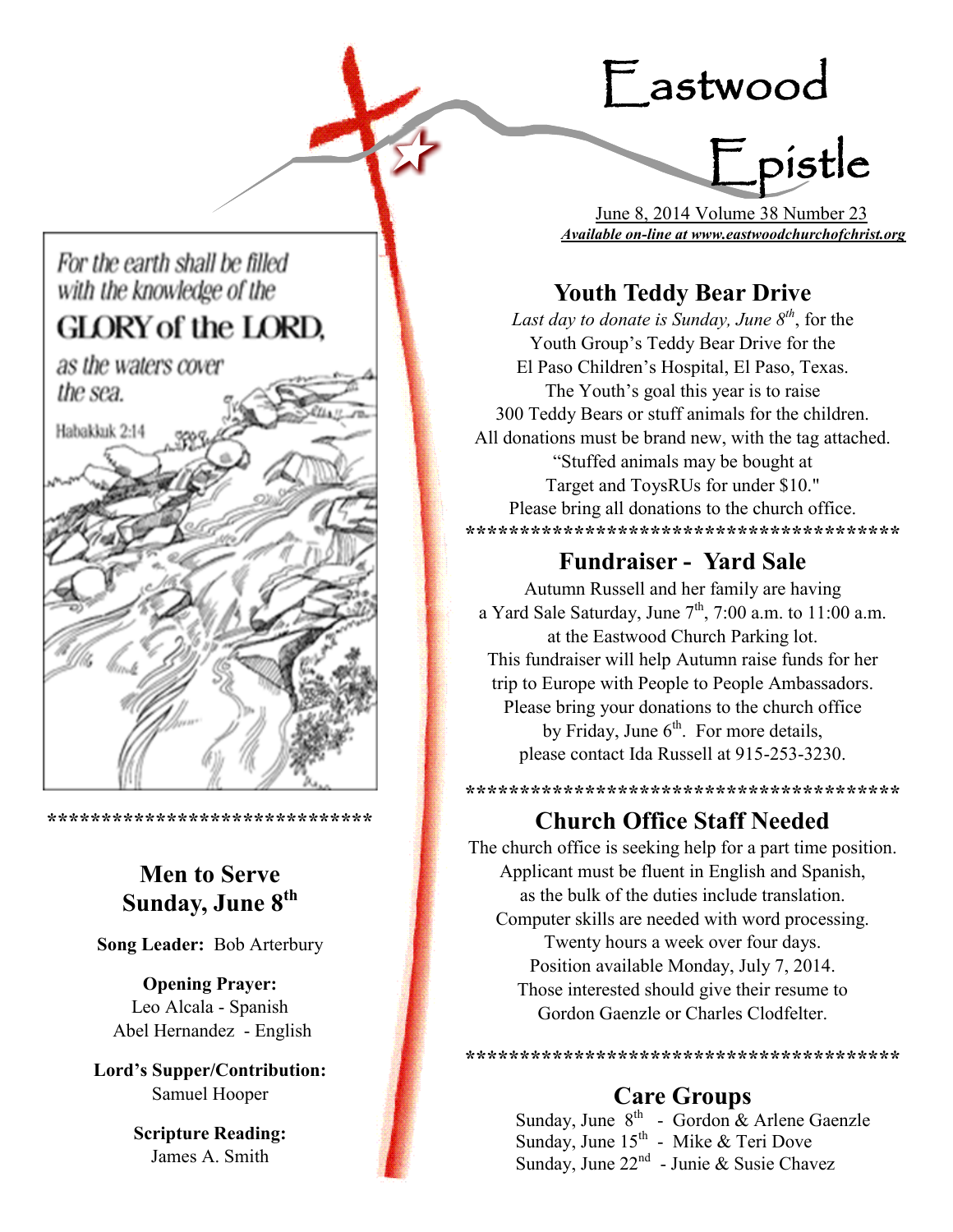# Eastwood Epistle

June 8, 2014 Volume 38 Number 23

***Available on-line at www.eastwoodchurchofchrist.org***

For the earth shall be filled with the knowledge of the GLORY of the LORD, as the waters cover the sea.

Habakkuk 2:14

******************************

## Men to Serve Sunday, June 8th

**Song Leader:** Bob Arterbury

**Opening Prayer:**
Leo Alcala - Spanish
Abel Hernandez - English

**Lord's Supper/Contribution:**
Samuel Hooper

**Scripture Reading:**
James A. Smith

## Youth Teddy Bear Drive

*Last day to donate is Sunday, June 8th*, for the Youth Group's Teddy Bear Drive for the El Paso Children's Hospital, El Paso, Texas. The Youth's goal this year is to raise 300 Teddy Bears or stuff animals for the children. All donations must be brand new, with the tag attached. "Stuffed animals may be bought at Target and ToysRUs for under $10." Please bring all donations to the church office.

****************************************

## Fundraiser - Yard Sale

Autumn Russell and her family are having a Yard Sale Saturday, June 7th, 7:00 a.m. to 11:00 a.m. at the Eastwood Church Parking lot. This fundraiser will help Autumn raise funds for her trip to Europe with People to People Ambassadors. Please bring your donations to the church office by Friday, June 6th. For more details, please contact Ida Russell at 915-253-3230.

****************************************

## Church Office Staff Needed

The church office is seeking help for a part time position. Applicant must be fluent in English and Spanish, as the bulk of the duties include translation. Computer skills are needed with word processing. Twenty hours a week over four days. Position available Monday, July 7, 2014. Those interested should give their resume to Gordon Gaenzle or Charles Clodfelter.

****************************************

## Care Groups

Sunday, June 8th - Gordon & Arlene Gaenzle
Sunday, June 15th - Mike & Teri Dove
Sunday, June 22nd - Junie & Susie Chavez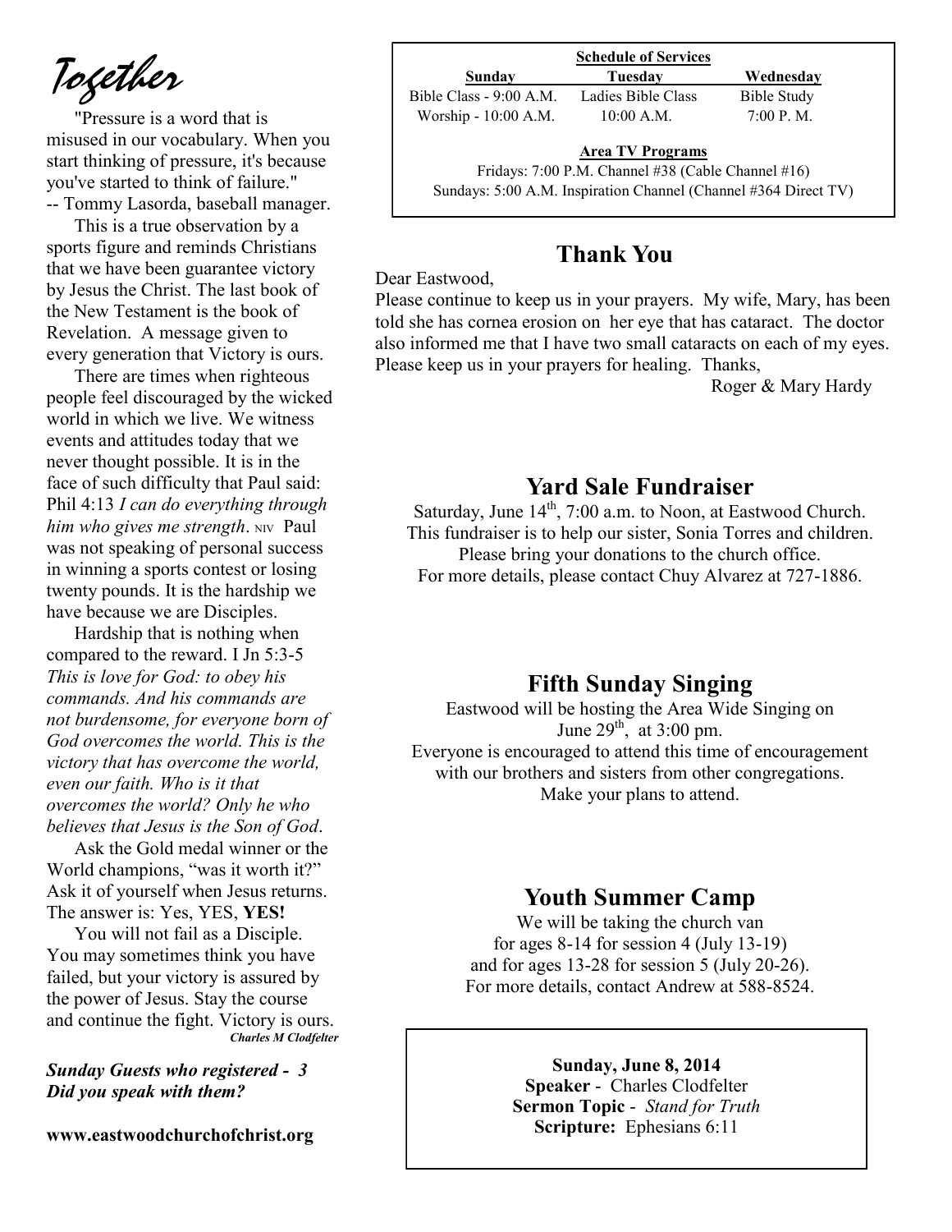# Together

"Pressure is a word that is misused in our vocabulary. When you start thinking of pressure, it's because you've started to think of failure." -- Tommy Lasorda, baseball manager.

This is a true observation by a sports figure and reminds Christians that we have been guarantee victory by Jesus the Christ. The last book of the New Testament is the book of Revelation. A message given to every generation that Victory is ours.

There are times when righteous people feel discouraged by the wicked world in which we live. We witness events and attitudes today that we never thought possible. It is in the face of such difficulty that Paul said: Phil 4:13 *I can do everything through him who gives me strength*. NIV Paul was not speaking of personal success in winning a sports contest or losing twenty pounds. It is the hardship we have because we are Disciples.

Hardship that is nothing when compared to the reward. I Jn 5:3-5 *This is love for God: to obey his commands. And his commands are not burdensome, for everyone born of God overcomes the world. This is the victory that has overcome the world, even our faith. Who is it that overcomes the world? Only he who believes that Jesus is the Son of God*.

Ask the Gold medal winner or the World champions, "was it worth it?" Ask it of yourself when Jesus returns. The answer is: Yes, YES, **YES!**

You will not fail as a Disciple. You may sometimes think you have failed, but your victory is assured by the power of Jesus. Stay the course and continue the fight. Victory is ours.

***Charles M Clodfelter***

***Sunday Guests who registered - 3***
***Did you speak with them?***

**www.eastwoodchurchofchrist.org**

**Schedule of Services**

| Sunday | Tuesday | Wednesday |
|---|---|---|
| Bible Class - 9:00 A.M. | Ladies Bible Class | Bible Study |
| Worship - 10:00 A.M. | 10:00 A.M. | 7:00 P. M. |

**Area TV Programs**

Fridays: 7:00 P.M. Channel #38 (Cable Channel #16)
Sundays: 5:00 A.M. Inspiration Channel (Channel #364 Direct TV)

## Thank You

Dear Eastwood,

Please continue to keep us in your prayers. My wife, Mary, has been told she has cornea erosion on her eye that has cataract. The doctor also informed me that I have two small cataracts on each of my eyes. Please keep us in your prayers for healing. Thanks,

Roger & Mary Hardy

## Yard Sale Fundraiser

Saturday, June 14th, 7:00 a.m. to Noon, at Eastwood Church.
This fundraiser is to help our sister, Sonia Torres and children.
Please bring your donations to the church office.
For more details, please contact Chuy Alvarez at 727-1886.

## Fifth Sunday Singing

Eastwood will be hosting the Area Wide Singing on June 29th, at 3:00 pm.
Everyone is encouraged to attend this time of encouragement with our brothers and sisters from other congregations.
Make your plans to attend.

## Youth Summer Camp

We will be taking the church van
for ages 8-14 for session 4 (July 13-19)
and for ages 13-28 for session 5 (July 20-26).
For more details, contact Andrew at 588-8524.

**Sunday, June 8, 2014**
**Speaker** - Charles Clodfelter
**Sermon Topic** - *Stand for Truth*
**Scripture:** Ephesians 6:11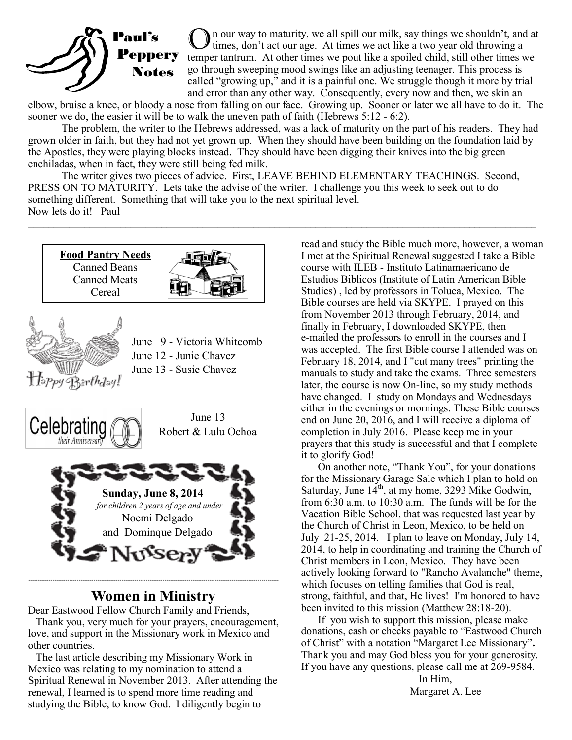## Paul's Peppery Notes

On our way to maturity, we all spill our milk, say things we shouldn't, and at times, don't act our age. At times we act like a two year old throwing a temper tantrum. At other times we pout like a spoiled child, still other times we go through sweeping mood swings like an adjusting teenager. This process is called "growing up," and it is a painful one. We struggle though it more by trial and error than any other way. Consequently, every now and then, we skin an elbow, bruise a knee, or bloody a nose from falling on our face. Growing up. Sooner or later we all have to do it. The sooner we do, the easier it will be to walk the uneven path of faith (Hebrews 5:12 - 6:2).

The problem, the writer to the Hebrews addressed, was a lack of maturity on the part of his readers. They had grown older in faith, but they had not yet grown up. When they should have been building on the foundation laid by the Apostles, they were playing blocks instead. They should have been digging their knives into the big green enchiladas, when in fact, they were still being fed milk.

The writer gives two pieces of advice. First, LEAVE BEHIND ELEMENTARY TEACHINGS. Second, PRESS ON TO MATURITY. Lets take the advise of the writer. I challenge you this week to seek out to do something different. Something that will take you to the next spiritual level.

Now lets do it! Paul

---

**Food Pantry Needs**

Canned Beans
Canned Meats
Cereal

**Happy Birthday!**

June 9 - Victoria Whitcomb
June 12 - Junie Chavez
June 13 - Susie Chavez

**Celebrating their Anniversary**

June 13
Robert & Lulu Ochoa

**Nursery**

**Sunday, June 8, 2014**
*for children 2 years of age and under*
Noemi Delgado
and Dominque Delgado

## Women in Ministry

Dear Eastwood Fellow Church Family and Friends,

Thank you, very much for your prayers, encouragement, love, and support in the Missionary work in Mexico and other countries.

The last article describing my Missionary Work in Mexico was relating to my nomination to attend a Spiritual Renewal in November 2013. After attending the renewal, I learned is to spend more time reading and studying the Bible, to know God. I diligently begin to read and study the Bible much more, however, a woman I met at the Spiritual Renewal suggested I take a Bible course with ILEB - Instituto Latinamaericano de Estudios Biblicos (Institute of Latin American Bible Studies) , led by professors in Toluca, Mexico. The Bible courses are held via SKYPE. I prayed on this from November 2013 through February, 2014, and finally in February, I downloaded SKYPE, then e-mailed the professors to enroll in the courses and I was accepted. The first Bible course I attended was on February 18, 2014, and I "cut many trees" printing the manuals to study and take the exams. Three semesters later, the course is now On-line, so my study methods have changed. I study on Mondays and Wednesdays either in the evenings or mornings. These Bible courses end on June 20, 2016, and I will receive a diploma of completion in July 2016. Please keep me in your prayers that this study is successful and that I complete it to glorify God!

On another note, "Thank You", for your donations for the Missionary Garage Sale which I plan to hold on Saturday, June 14th, at my home, 3293 Mike Godwin, from 6:30 a.m. to 10:30 a.m. The funds will be for the Vacation Bible School, that was requested last year by the Church of Christ in Leon, Mexico, to be held on July 21-25, 2014. I plan to leave on Monday, July 14, 2014, to help in coordinating and training the Church of Christ members in Leon, Mexico. They have been actively looking forward to "Rancho Avalanche" theme, which focuses on telling families that God is real, strong, faithful, and that, He lives! I'm honored to have been invited to this mission (Matthew 28:18-20).

If you wish to support this mission, please make donations, cash or checks payable to "Eastwood Church of Christ" with a notation "Margaret Lee Missionary"**.** Thank you and may God bless you for your generosity. If you have any questions, please call me at 269-9584.

In Him,
Margaret A. Lee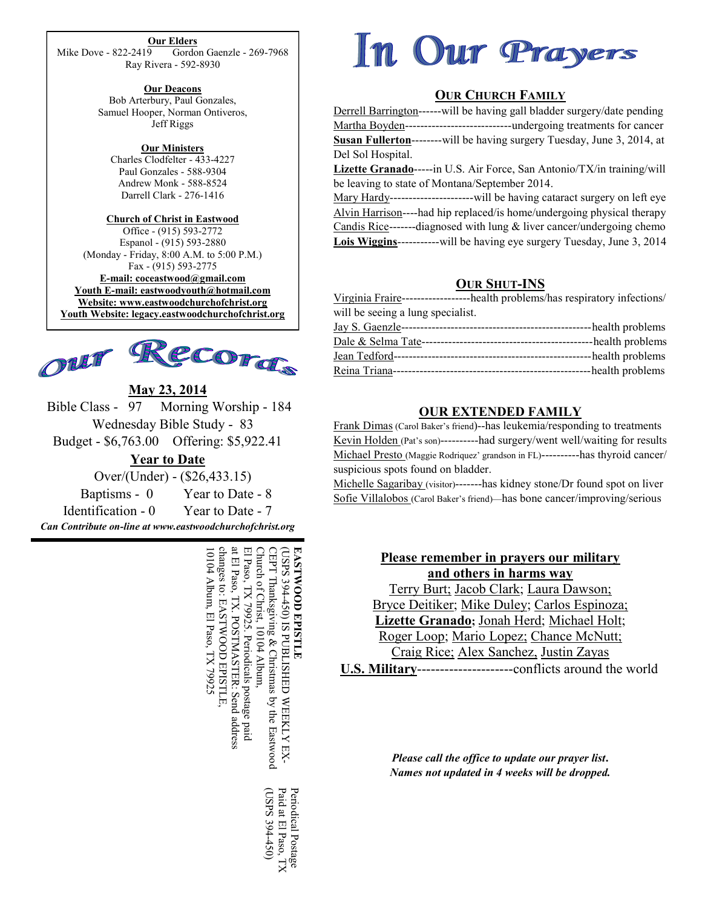**Our Elders**

Mike Dove - 822-2419 Gordon Gaenzle - 269-7968
Ray Rivera - 592-8930

**Our Deacons**

Bob Arterbury, Paul Gonzales,
Samuel Hooper, Norman Ontiveros,
Jeff Riggs

**Our Ministers**

Charles Clodfelter - 433-4227
Paul Gonzales - 588-9304
Andrew Monk - 588-8524
Darrell Clark - 276-1416

**Church of Christ in Eastwood**

Office - (915) 593-2772
Espanol - (915) 593-2880
(Monday - Friday, 8:00 A.M. to 5:00 P.M.)
Fax - (915) 593-2775

**E-mail: coceastwood@gmail.com**
**Youth E-mail: eastwoodyouth@hotmail.com**
**Website: www.eastwoodchurchofchrist.org**
**Youth Website: legacy.eastwoodchurchofchrist.org**

# Our Records

**May 23, 2014**

Bible Class - 97 Morning Worship - 184
Wednesday Bible Study - 83
Budget - $6,763.00 Offering: $5,922.41

**Year to Date**

Over/(Under) - ($26,433.15)
Baptisms - 0 Year to Date - 8
Identification - 0 Year to Date - 7

***Can Contribute on-line at www.eastwoodchurchofchrist.org***

**EASTWOOD EPISTLE** (USPS 394-450) IS PUBLISHED WEEKLY EXCEPT Thanksgiving & Christmas by the Eastwood Church of Christ, 10104 Album, El Paso, TX 79925. Periodicals postage paid at El Paso, TX. POSTMASTER: Send address changes to: EASTWOOD EPISTLE, 10104 Album, El Paso, TX 79925

Periodical Postage
Paid at El Paso, TX
(USPS 394-450)

# In Our Prayers

## Our Church Family

Derrell Barrington------will be having gall bladder surgery/date pending
Martha Boyden----------------------------undergoing treatments for cancer
**Susan Fullerton**--------will be having surgery Tuesday, June 3, 2014, at Del Sol Hospital.
**Lizette Granado**-----in U.S. Air Force, San Antonio/TX/in training/will be leaving to state of Montana/September 2014.
Mary Hardy---------------------will be having cataract surgery on left eye
Alvin Harrison----had hip replaced/is home/undergoing physical therapy
Candis Rice-------diagnosed with lung & liver cancer/undergoing chemo
**Lois Wiggins**-----------will be having eye surgery Tuesday, June 3, 2014

## Our Shut-Ins

Virginia Fraire-----------------health problems/has respiratory infections/ will be seeing a lung specialist.
Jay S. Gaenzle--------------------------------------------------health problems
Dale & Selma Tate--------------------------------------------health problems
Jean Tedford----------------------------------------------------health problems
Reina Triana----------------------------------------------------health problems

## OUR EXTENDED FAMILY

Frank Dimas (Carol Baker's friend)--has leukemia/responding to treatments
Kevin Holden (Pat's son)----------had surgery/went well/waiting for results
Michael Presto (Maggie Rodriquez' grandson in FL)----------has thyroid cancer/ suspicious spots found on bladder.
Michelle Sagaribay (visitor)-------has kidney stone/Dr found spot on liver
Sofie Villalobos (Carol Baker's friend)—has bone cancer/improving/serious

**Please remember in prayers our military and others in harms way**

Terry Burt; Jacob Clark; Laura Dawson; Bryce Deitiker; Mike Duley; Carlos Espinoza; **Lizette Granado**; Jonah Herd; Michael Holt; Roger Loop; Mario Lopez; Chance McNutt; Craig Rice; Alex Sanchez, Justin Zayas

**U.S. Military**--------------------conflicts around the world

***Please call the office to update our prayer list. Names not updated in 4 weeks will be dropped.***